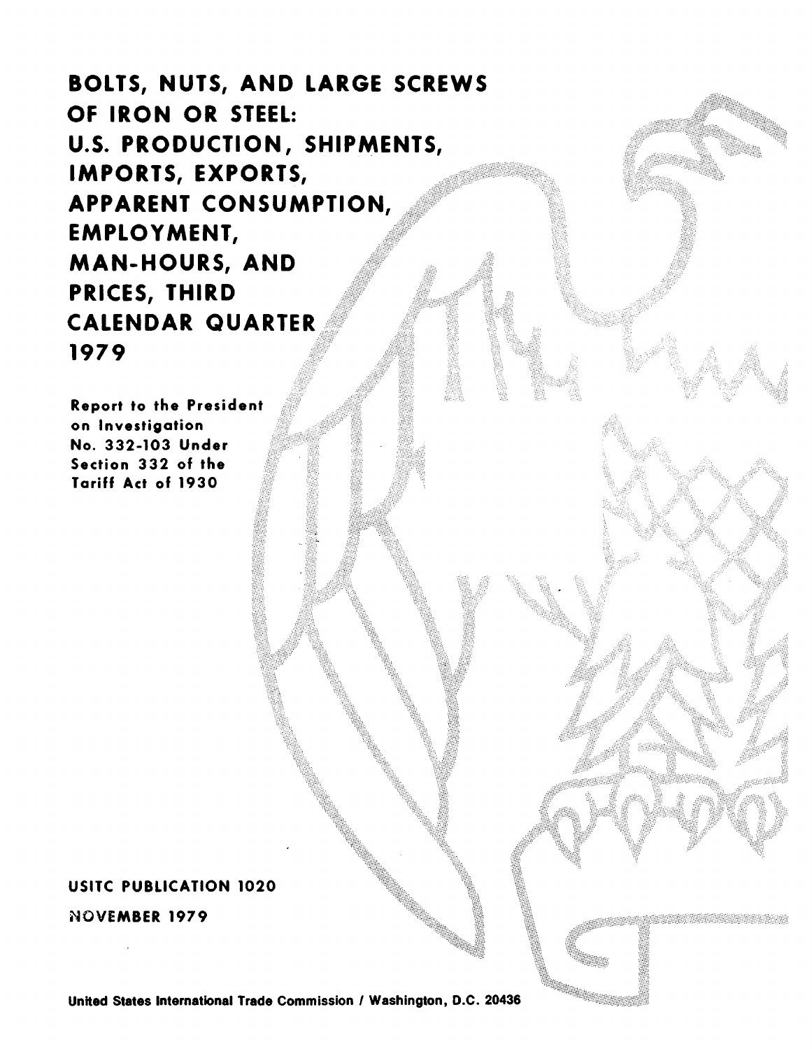# BOLTS, NUTS, AND LARGE SCREWS OF IRON OR STEEL: U.S. PRODUCTION, SHIPMENTS, IMPORTS, EXPORTS, APPARENT CONSUMPTION, EMPLOYMENT, MAN-HOURS, AND PRICES, THIRD CALENDAR QUARTER 1979

Report to the President on Investigation No. 332-103 Under Section 332 of the Tariff Act of 1930

USITC PUBLICATION 1020

NOVEMBER 1979

United States International Trade Commission / Washington, D.C. 20436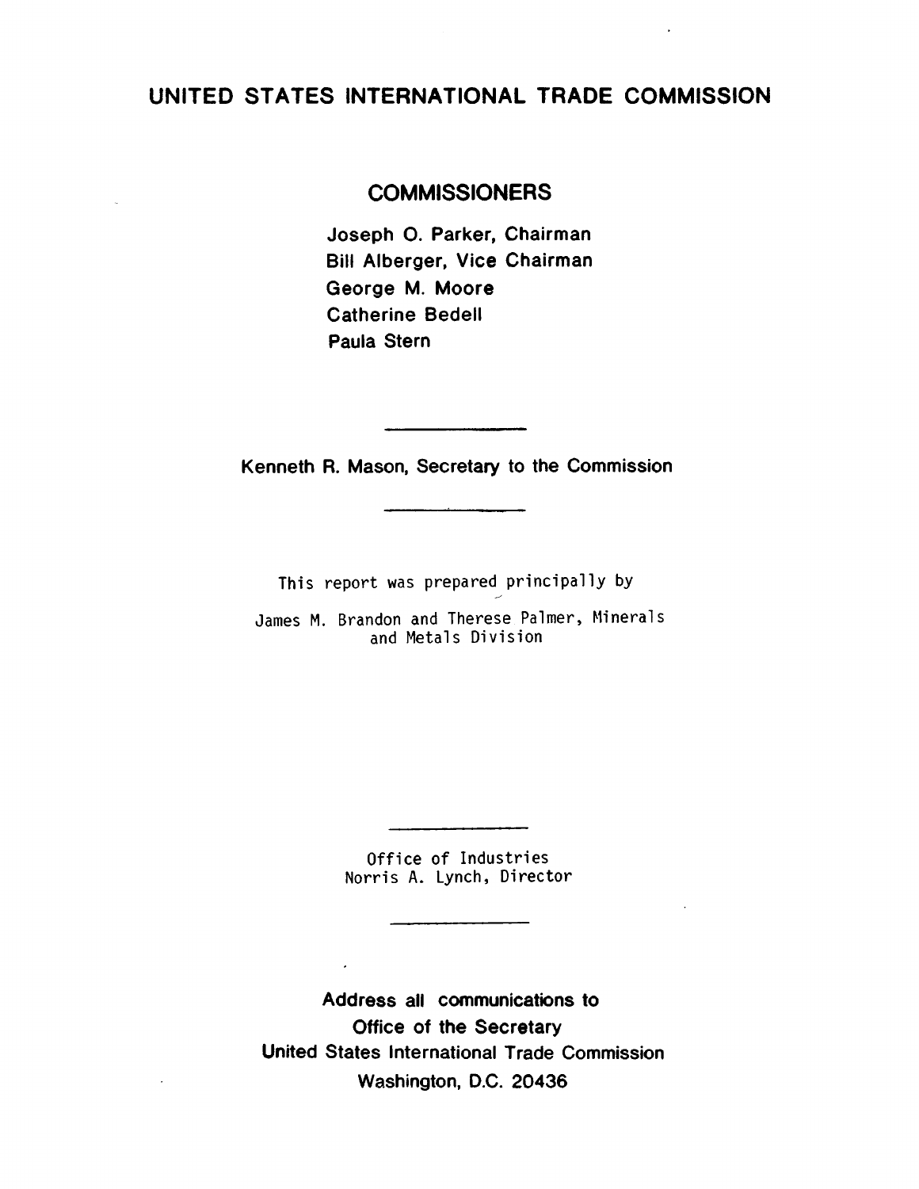# UNITED STATES INTERNATIONAL TRADE COMMISSION

## COMMISSIONERS

Joseph O. Parker, Chairman
Bill Alberger, Vice Chairman
George M. Moore
Catherine Bedell
Paula Stern

---

Kenneth R. Mason, Secretary to the Commission

---

This report was prepared principally by

James M. Brandon and Therese Palmer, Minerals and Metals Division

---

Office of Industries
Norris A. Lynch, Director

---

**Address all communications to**
**Office of the Secretary**
**United States International Trade Commission**
**Washington, D.C. 20436**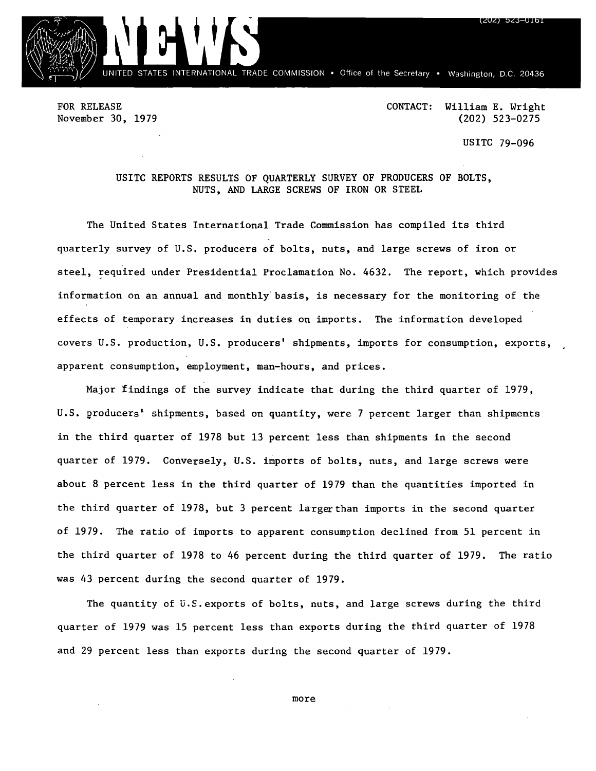(202) 523-0161

# NEWS

UNITED STATES INTERNATIONAL TRADE COMMISSION • Office of the Secretary • Washington, D.C. 20436

FOR RELEASE
November 30, 1979

CONTACT: William E. Wright
(202) 523-0275

USITC 79-096

## USITC REPORTS RESULTS OF QUARTERLY SURVEY OF PRODUCERS OF BOLTS, NUTS, AND LARGE SCREWS OF IRON OR STEEL

The United States International Trade Commission has compiled its third quarterly survey of U.S. producers of bolts, nuts, and large screws of iron or steel, required under Presidential Proclamation No. 4632. The report, which provides information on an annual and monthly basis, is necessary for the monitoring of the effects of temporary increases in duties on imports. The information developed covers U.S. production, U.S. producers' shipments, imports for consumption, exports, apparent consumption, employment, man-hours, and prices.

Major findings of the survey indicate that during the third quarter of 1979, U.S. producers' shipments, based on quantity, were 7 percent larger than shipments in the third quarter of 1978 but 13 percent less than shipments in the second quarter of 1979. Conversely, U.S. imports of bolts, nuts, and large screws were about 8 percent less in the third quarter of 1979 than the quantities imported in the third quarter of 1978, but 3 percent larger than imports in the second quarter of 1979. The ratio of imports to apparent consumption declined from 51 percent in the third quarter of 1978 to 46 percent during the third quarter of 1979. The ratio was 43 percent during the second quarter of 1979.

The quantity of U.S. exports of bolts, nuts, and large screws during the third quarter of 1979 was 15 percent less than exports during the third quarter of 1978 and 29 percent less than exports during the second quarter of 1979.

more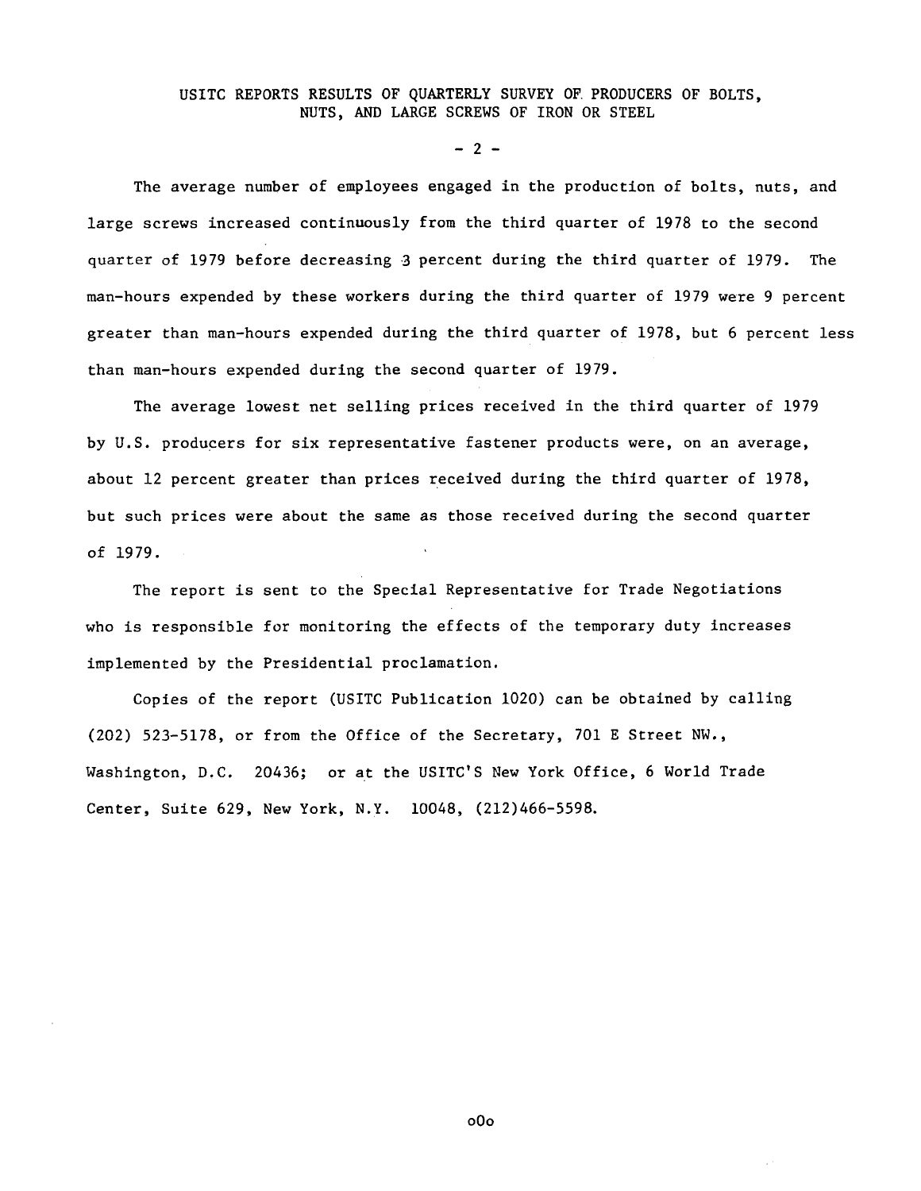USITC REPORTS RESULTS OF QUARTERLY SURVEY OF PRODUCERS OF BOLTS, NUTS, AND LARGE SCREWS OF IRON OR STEEL

The average number of employees engaged in the production of bolts, nuts, and large screws increased continuously from the third quarter of 1978 to the second quarter of 1979 before decreasing 3 percent during the third quarter of 1979. The man-hours expended by these workers during the third quarter of 1979 were 9 percent greater than man-hours expended during the third quarter of 1978, but 6 percent less than man-hours expended during the second quarter of 1979.

The average lowest net selling prices received in the third quarter of 1979 by U.S. producers for six representative fastener products were, on an average, about 12 percent greater than prices received during the third quarter of 1978, but such prices were about the same as those received during the second quarter of 1979.

The report is sent to the Special Representative for Trade Negotiations who is responsible for monitoring the effects of the temporary duty increases implemented by the Presidential proclamation.

Copies of the report (USITC Publication 1020) can be obtained by calling (202) 523-5178, or from the Office of the Secretary, 701 E Street NW., Washington, D.C. 20436; or at the USITC'S New York Office, 6 World Trade Center, Suite 629, New York, N.Y. 10048, (212)466-5598.

oOo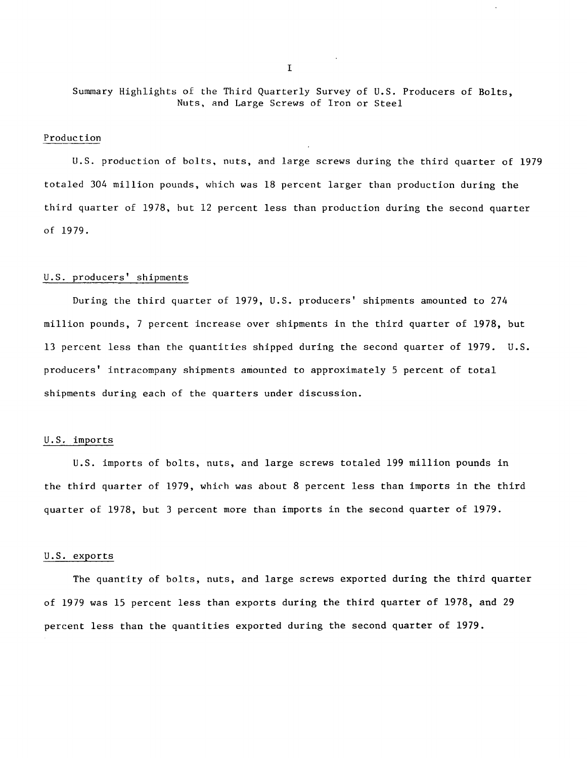# Summary Highlights of the Third Quarterly Survey of U.S. Producers of Bolts, Nuts, and Large Screws of Iron or Steel

## Production

U.S. production of bolts, nuts, and large screws during the third quarter of 1979 totaled 304 million pounds, which was 18 percent larger than production during the third quarter of 1978, but 12 percent less than production during the second quarter of 1979.

## U.S. producers' shipments

During the third quarter of 1979, U.S. producers' shipments amounted to 274 million pounds, 7 percent increase over shipments in the third quarter of 1978, but 13 percent less than the quantities shipped during the second quarter of 1979. U.S. producers' intracompany shipments amounted to approximately 5 percent of total shipments during each of the quarters under discussion.

## U.S. imports

U.S. imports of bolts, nuts, and large screws totaled 199 million pounds in the third quarter of 1979, which was about 8 percent less than imports in the third quarter of 1978, but 3 percent more than imports in the second quarter of 1979.

## U.S. exports

The quantity of bolts, nuts, and large screws exported during the third quarter of 1979 was 15 percent less than exports during the third quarter of 1978, and 29 percent less than the quantities exported during the second quarter of 1979.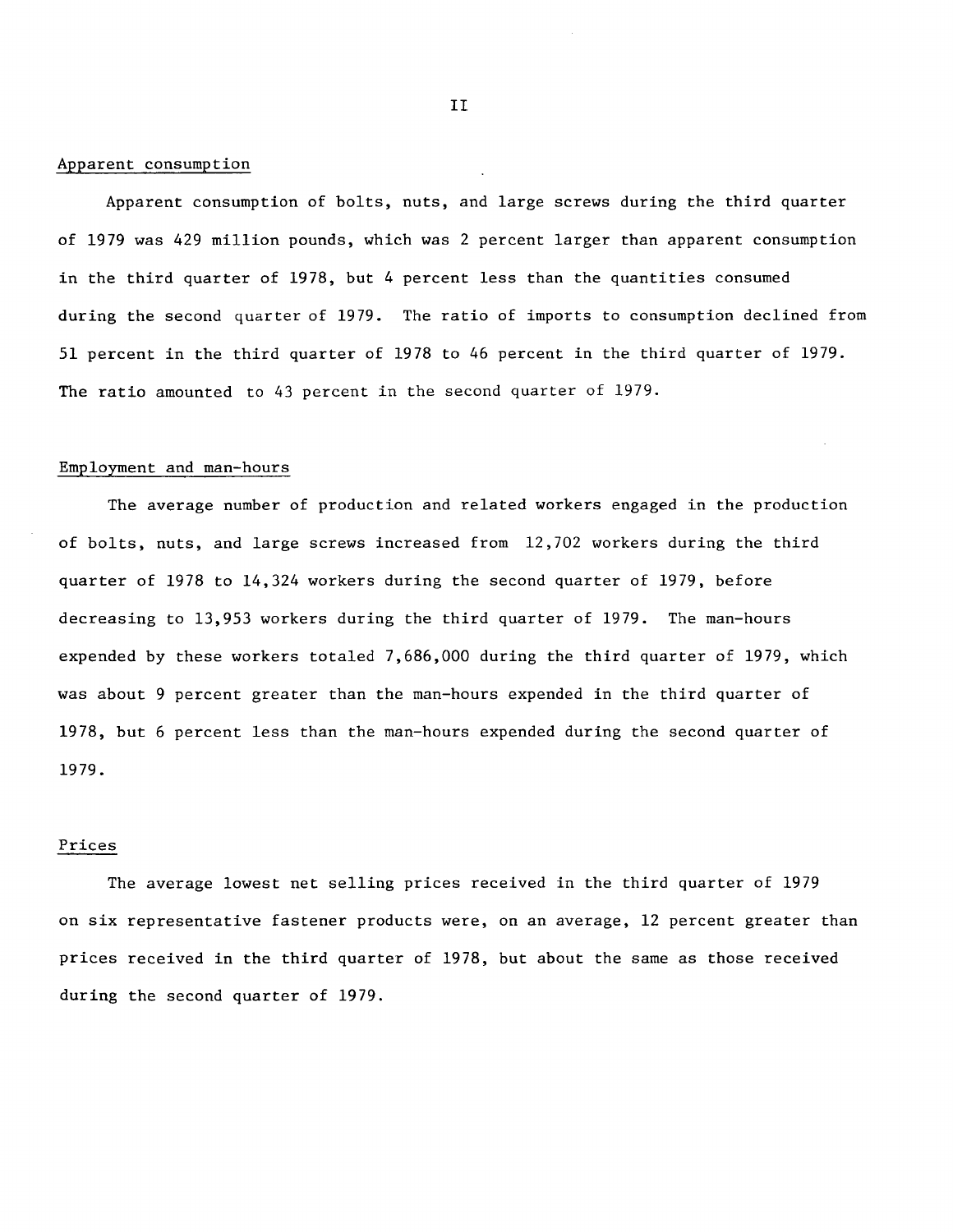## Apparent consumption

Apparent consumption of bolts, nuts, and large screws during the third quarter of 1979 was 429 million pounds, which was 2 percent larger than apparent consumption in the third quarter of 1978, but 4 percent less than the quantities consumed during the second quarter of 1979. The ratio of imports to consumption declined from 51 percent in the third quarter of 1978 to 46 percent in the third quarter of 1979. The ratio amounted to 43 percent in the second quarter of 1979.

## Employment and man-hours

The average number of production and related workers engaged in the production of bolts, nuts, and large screws increased from 12,702 workers during the third quarter of 1978 to 14,324 workers during the second quarter of 1979, before decreasing to 13,953 workers during the third quarter of 1979. The man-hours expended by these workers totaled 7,686,000 during the third quarter of 1979, which was about 9 percent greater than the man-hours expended in the third quarter of 1978, but 6 percent less than the man-hours expended during the second quarter of 1979.

## Prices

The average lowest net selling prices received in the third quarter of 1979 on six representative fastener products were, on an average, 12 percent greater than prices received in the third quarter of 1978, but about the same as those received during the second quarter of 1979.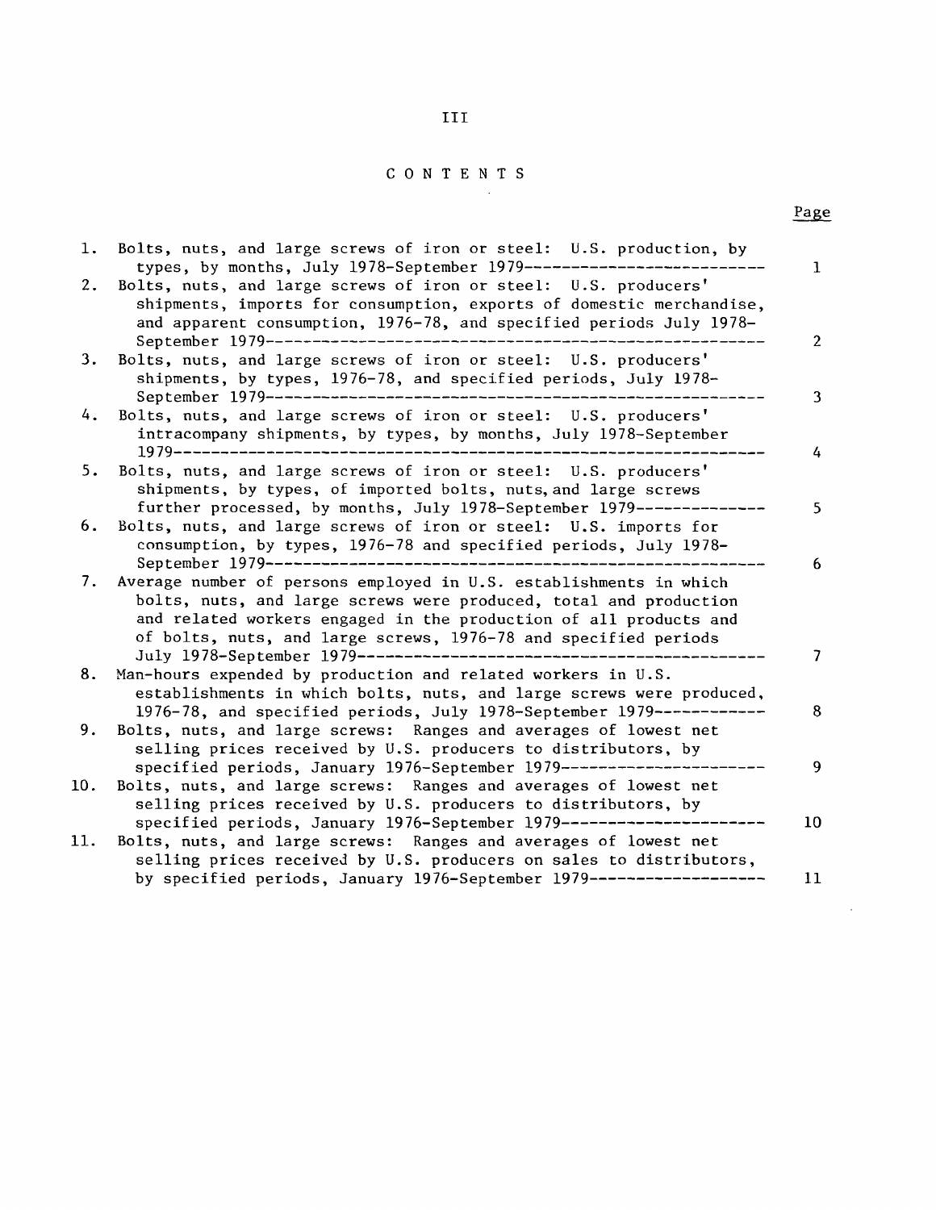# CONTENTS

| | | Page |
|---|---|---|
| 1. | Bolts, nuts, and large screws of iron or steel: U.S. production, by types, by months, July 1978-September 1979 | 1 |
| 2. | Bolts, nuts, and large screws of iron or steel: U.S. producers' shipments, imports for consumption, exports of domestic merchandise, and apparent consumption, 1976-78, and specified periods July 1978-September 1979 | 2 |
| 3. | Bolts, nuts, and large screws of iron or steel: U.S. producers' shipments, by types, 1976-78, and specified periods, July 1978-September 1979 | 3 |
| 4. | Bolts, nuts, and large screws of iron or steel: U.S. producers' intracompany shipments, by types, by months, July 1978-September 1979 | 4 |
| 5. | Bolts, nuts, and large screws of iron or steel: U.S. producers' shipments, by types, of imported bolts, nuts, and large screws further processed, by months, July 1978-September 1979 | 5 |
| 6. | Bolts, nuts, and large screws of iron or steel: U.S. imports for consumption, by types, 1976-78 and specified periods, July 1978-September 1979 | 6 |
| 7. | Average number of persons employed in U.S. establishments in which bolts, nuts, and large screws were produced, total and production and related workers engaged in the production of all products and of bolts, nuts, and large screws, 1976-78 and specified periods July 1978-September 1979 | 7 |
| 8. | Man-hours expended by production and related workers in U.S. establishments in which bolts, nuts, and large screws were produced, 1976-78, and specified periods, July 1978-September 1979 | 8 |
| 9. | Bolts, nuts, and large screws: Ranges and averages of lowest net selling prices received by U.S. producers to distributors, by specified periods, January 1976-September 1979 | 9 |
| 10. | Bolts, nuts, and large screws: Ranges and averages of lowest net selling prices received by U.S. producers to distributors, by specified periods, January 1976-September 1979 | 10 |
| 11. | Bolts, nuts, and large screws: Ranges and averages of lowest net selling prices received by U.S. producers on sales to distributors, by specified periods, January 1976-September 1979 | 11 |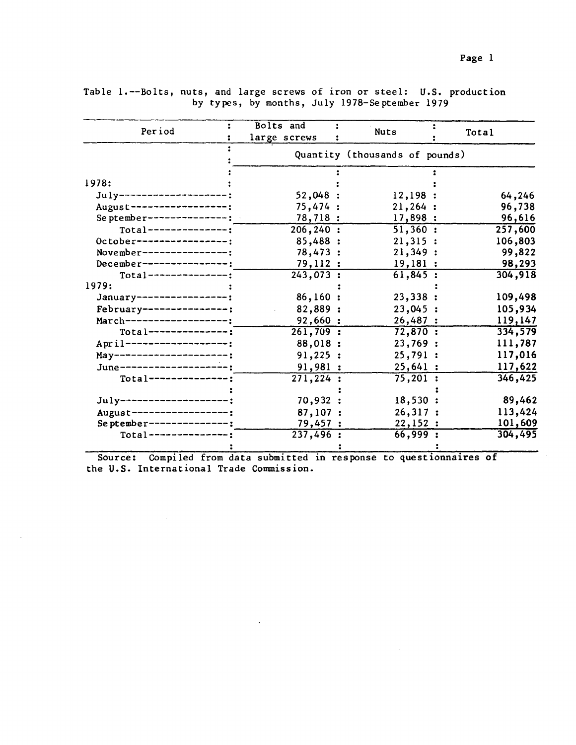Table 1.--Bolts, nuts, and large screws of iron or steel: U.S. production by types, by months, July 1978-September 1979

| Period | Bolts and large screws | Nuts | Total |
|---|---|---|---|
| | Quantity (thousands of pounds) | | |
| 1978: | | | |
| July | 52,048 | 12,198 | 64,246 |
| August | 75,474 | 21,264 | 96,738 |
| September | 78,718 | 17,898 | 96,616 |
| Total | 206,240 | 51,360 | 257,600 |
| October | 85,488 | 21,315 | 106,803 |
| November | 78,473 | 21,349 | 99,822 |
| December | 79,112 | 19,181 | 98,293 |
| Total | 243,073 | 61,845 | 304,918 |
| 1979: | | | |
| January | 86,160 | 23,338 | 109,498 |
| February | 82,889 | 23,045 | 105,934 |
| March | 92,660 | 26,487 | 119,147 |
| Total | 261,709 | 72,870 | 334,579 |
| April | 88,018 | 23,769 | 111,787 |
| May | 91,225 | 25,791 | 117,016 |
| June | 91,981 | 25,641 | 117,622 |
| Total | 271,224 | 75,201 | 346,425 |
| July | 70,932 | 18,530 | 89,462 |
| August | 87,107 | 26,317 | 113,424 |
| September | 79,457 | 22,152 | 101,609 |
| Total | 237,496 | 66,999 | 304,495 |

Source: Compiled from data submitted in response to questionnaires of the U.S. International Trade Commission.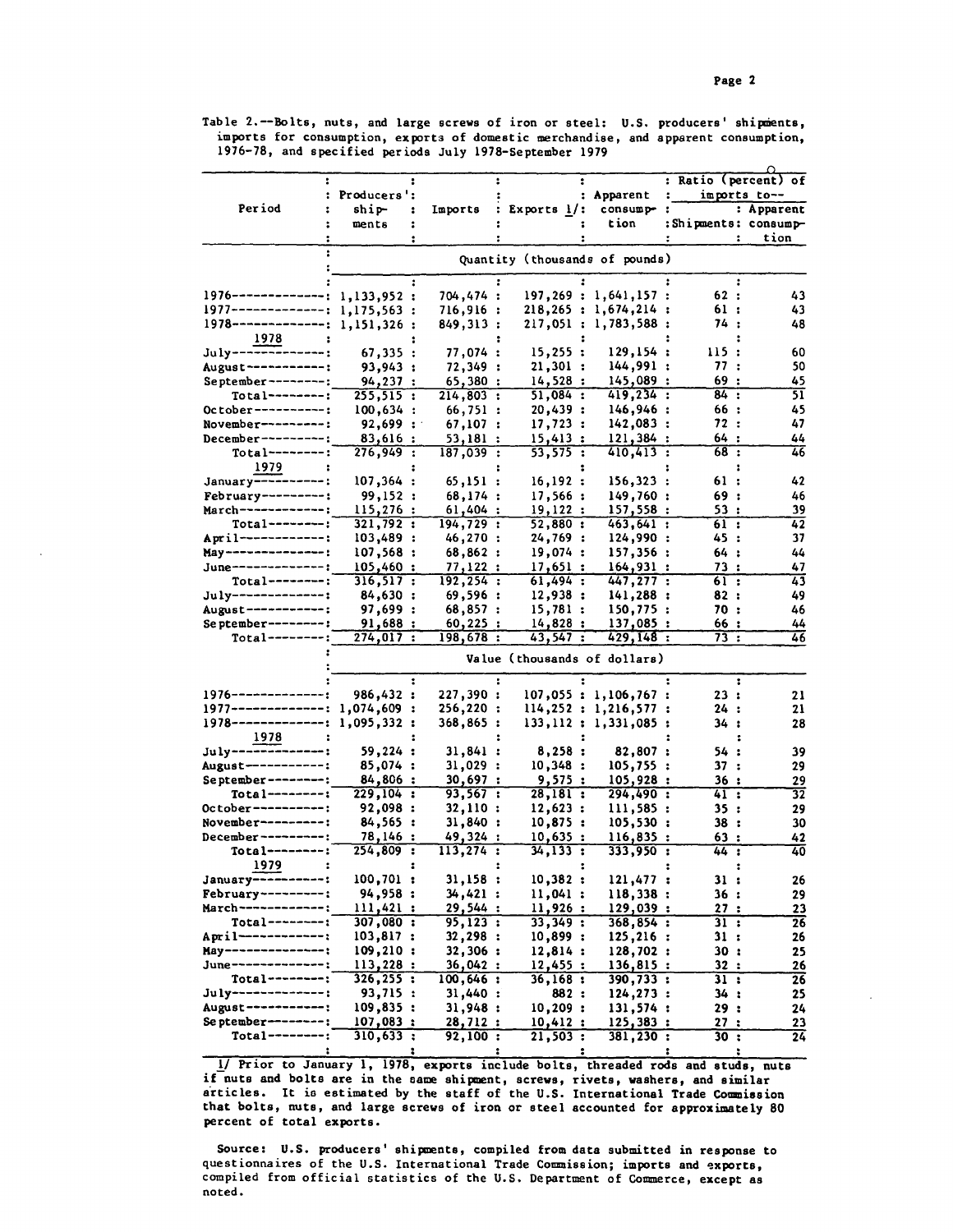Table 2.--Bolts, nuts, and large screws of iron or steel: U.S. producers' shipments, imports for consumption, exports of domestic merchandise, and apparent consumption, 1976-78, and specified periods July 1978-September 1979

| Period | Producers' shipments | Imports | Exports 1/ | Apparent consumption | Ratio (percent) of imports to-- Shipments | Apparent consumption |
|---|---|---|---|---|---|---|
| | Quantity (thousands of pounds) | | | | | |
| 1976 | 1,133,952 | 704,474 | 197,269 | 1,641,157 | 62 | 43 |
| 1977 | 1,175,563 | 716,916 | 218,265 | 1,674,214 | 61 | 43 |
| 1978 | 1,151,326 | 849,313 | 217,051 | 1,783,588 | 74 | 48 |
| 1978 | | | | | | |
| July | 67,335 | 77,074 | 15,255 | 129,154 | 115 | 60 |
| August | 93,943 | 72,349 | 21,301 | 144,991 | 77 | 50 |
| September | 94,237 | 65,380 | 14,528 | 145,089 | 69 | 45 |
| Total | 255,515 | 214,803 | 51,084 | 419,234 | 84 | 51 |
| October | 100,634 | 66,751 | 20,439 | 146,946 | 66 | 45 |
| November | 92,699 | 67,107 | 17,723 | 142,083 | 72 | 47 |
| December | 83,616 | 53,181 | 15,413 | 121,384 | 64 | 44 |
| Total | 276,949 | 187,039 | 53,575 | 410,413 | 68 | 46 |
| 1979 | | | | | | |
| January | 107,364 | 65,151 | 16,192 | 156,323 | 61 | 42 |
| February | 99,152 | 68,174 | 17,566 | 149,760 | 69 | 46 |
| March | 115,276 | 61,404 | 19,122 | 157,558 | 53 | 39 |
| Total | 321,792 | 194,729 | 52,880 | 463,641 | 61 | 42 |
| April | 103,489 | 46,270 | 24,769 | 124,990 | 45 | 37 |
| May | 107,568 | 68,862 | 19,074 | 157,356 | 64 | 44 |
| June | 105,460 | 77,122 | 17,651 | 164,931 | 73 | 47 |
| Total | 316,517 | 192,254 | 61,494 | 447,277 | 61 | 43 |
| July | 84,630 | 69,596 | 12,938 | 141,288 | 82 | 49 |
| August | 97,699 | 68,857 | 15,781 | 150,775 | 70 | 46 |
| September | 91,688 | 60,225 | 14,828 | 137,085 | 66 | 44 |
| Total | 274,017 | 198,678 | 43,547 | 429,148 | 73 | 46 |
| | Value (thousands of dollars) | | | | | |
| 1976 | 986,432 | 227,390 | 107,055 | 1,106,767 | 23 | 21 |
| 1977 | 1,074,609 | 256,220 | 114,252 | 1,216,577 | 24 | 21 |
| 1978 | 1,095,332 | 368,865 | 133,112 | 1,331,085 | 34 | 28 |
| 1978 | | | | | | |
| July | 59,224 | 31,841 | 8,258 | 82,807 | 54 | 39 |
| August | 85,074 | 31,029 | 10,348 | 105,755 | 37 | 29 |
| September | 84,806 | 30,697 | 9,575 | 105,928 | 36 | 29 |
| Total | 229,104 | 93,567 | 28,181 | 294,490 | 41 | 32 |
| October | 92,098 | 32,110 | 12,623 | 111,585 | 35 | 29 |
| November | 84,565 | 31,840 | 10,875 | 105,530 | 38 | 30 |
| December | 78,146 | 49,324 | 10,635 | 116,835 | 63 | 42 |
| Total | 254,809 | 113,274 | 34,133 | 333,950 | 44 | 40 |
| 1979 | | | | | | |
| January | 100,701 | 31,158 | 10,382 | 121,477 | 31 | 26 |
| February | 94,958 | 34,421 | 11,041 | 118,338 | 36 | 29 |
| March | 111,421 | 29,544 | 11,926 | 129,039 | 27 | 23 |
| Total | 307,080 | 95,123 | 33,349 | 368,854 | 31 | 26 |
| April | 103,817 | 32,298 | 10,899 | 125,216 | 31 | 26 |
| May | 109,210 | 32,306 | 12,814 | 128,702 | 30 | 25 |
| June | 113,228 | 36,042 | 12,455 | 136,815 | 32 | 26 |
| Total | 326,255 | 100,646 | 36,168 | 390,733 | 31 | 26 |
| July | 93,715 | 31,440 | 882 | 124,273 | 34 | 25 |
| August | 109,835 | 31,948 | 10,209 | 131,574 | 29 | 24 |
| September | 107,083 | 28,712 | 10,412 | 125,383 | 27 | 23 |
| Total | 310,633 | 92,100 | 21,503 | 381,230 | 30 | 24 |

1/ Prior to January 1, 1978, exports include bolts, threaded rods and studs, nuts if nuts and bolts are in the same shipment, screws, rivets, washers, and similar articles. It is estimated by the staff of the U.S. International Trade Commission that bolts, nuts, and large screws of iron or steel accounted for approximately 80 percent of total exports.

Source: U.S. producers' shipments, compiled from data submitted in response to questionnaires of the U.S. International Trade Commission; imports and exports, compiled from official statistics of the U.S. Department of Commerce, except as noted.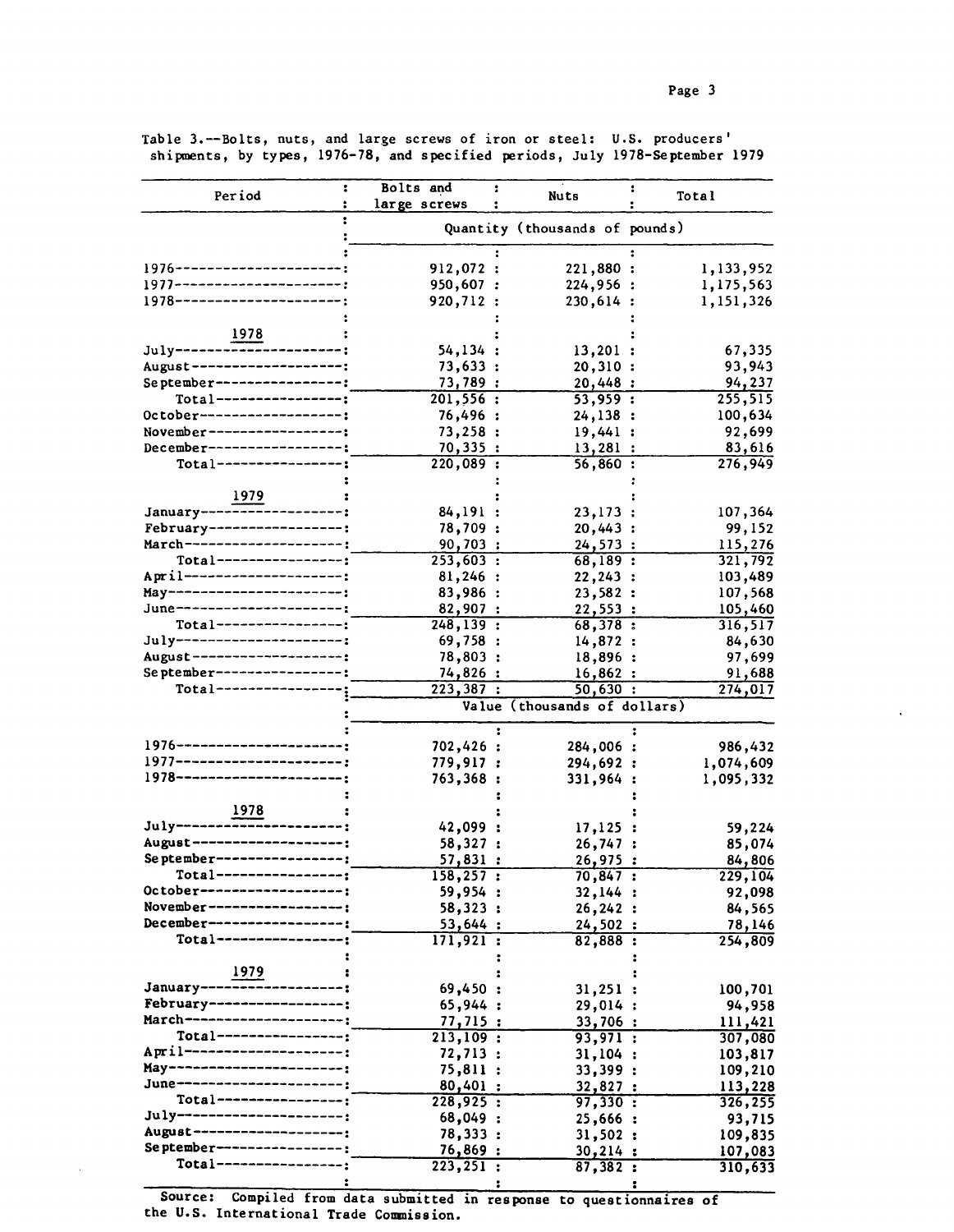Table 3.--Bolts, nuts, and large screws of iron or steel: U.S. producers' shipments, by types, 1976-78, and specified periods, July 1978-September 1979

| Period | Bolts and large screws | Nuts | Total |
|---|---|---|---|
| | Quantity (thousands of pounds) | | |
| 1976 | 912,072 | 221,880 | 1,133,952 |
| 1977 | 950,607 | 224,956 | 1,175,563 |
| 1978 | 920,712 | 230,614 | 1,151,326 |
| 1978 | | | |
| July | 54,134 | 13,201 | 67,335 |
| August | 73,633 | 20,310 | 93,943 |
| September | 73,789 | 20,448 | 94,237 |
| Total | 201,556 | 53,959 | 255,515 |
| October | 76,496 | 24,138 | 100,634 |
| November | 73,258 | 19,441 | 92,699 |
| December | 70,335 | 13,281 | 83,616 |
| Total | 220,089 | 56,860 | 276,949 |
| 1979 | | | |
| January | 84,191 | 23,173 | 107,364 |
| February | 78,709 | 20,443 | 99,152 |
| March | 90,703 | 24,573 | 115,276 |
| Total | 253,603 | 68,189 | 321,792 |
| April | 81,246 | 22,243 | 103,489 |
| May | 83,986 | 23,582 | 107,568 |
| June | 82,907 | 22,553 | 105,460 |
| Total | 248,139 | 68,378 | 316,517 |
| July | 69,758 | 14,872 | 84,630 |
| August | 78,803 | 18,896 | 97,699 |
| September | 74,826 | 16,862 | 91,688 |
| Total | 223,387 | 50,630 | 274,017 |
| | Value (thousands of dollars) | | |
| 1976 | 702,426 | 284,006 | 986,432 |
| 1977 | 779,917 | 294,692 | 1,074,609 |
| 1978 | 763,368 | 331,964 | 1,095,332 |
| 1978 | | | |
| July | 42,099 | 17,125 | 59,224 |
| August | 58,327 | 26,747 | 85,074 |
| September | 57,831 | 26,975 | 84,806 |
| Total | 158,257 | 70,847 | 229,104 |
| October | 59,954 | 32,144 | 92,098 |
| November | 58,323 | 26,242 | 84,565 |
| December | 53,644 | 24,502 | 78,146 |
| Total | 171,921 | 82,888 | 254,809 |
| 1979 | | | |
| January | 69,450 | 31,251 | 100,701 |
| February | 65,944 | 29,014 | 94,958 |
| March | 77,715 | 33,706 | 111,421 |
| Total | 213,109 | 93,971 | 307,080 |
| April | 72,713 | 31,104 | 103,817 |
| May | 75,811 | 33,399 | 109,210 |
| June | 80,401 | 32,827 | 113,228 |
| Total | 228,925 | 97,330 | 326,255 |
| July | 68,049 | 25,666 | 93,715 |
| August | 78,333 | 31,502 | 109,835 |
| September | 76,869 | 30,214 | 107,083 |
| Total | 223,251 | 87,382 | 310,633 |

Source: Compiled from data submitted in response to questionnaires of the U.S. International Trade Commission.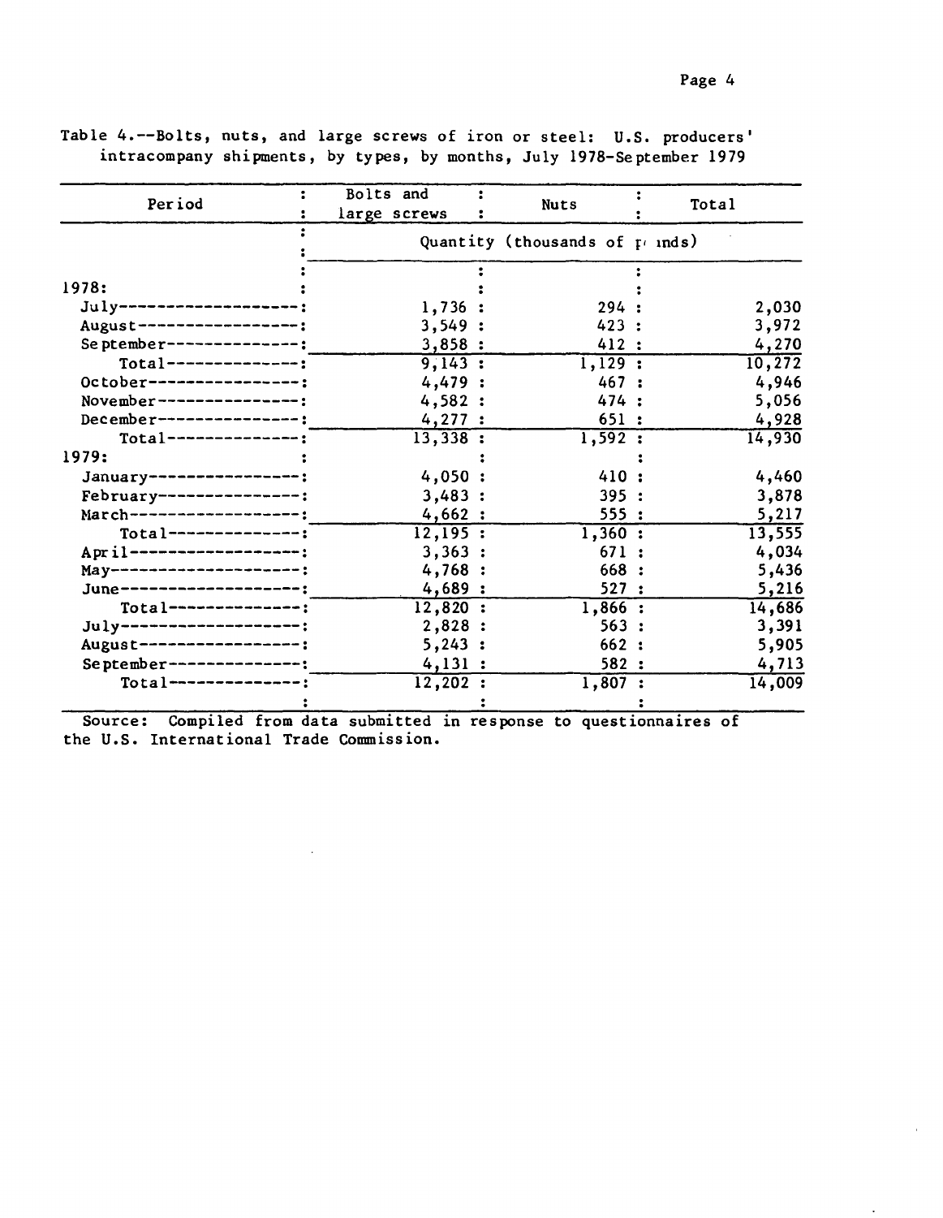Table 4.--Bolts, nuts, and large screws of iron or steel: U.S. producers' intracompany shipments, by types, by months, July 1978-September 1979

| Period | Bolts and large screws | Nuts | Total |
|---|---|---|---|
| | Quantity (thousands of pounds) | | |
| 1978: | | | |
| July | 1,736 | 294 | 2,030 |
| August | 3,549 | 423 | 3,972 |
| September | 3,858 | 412 | 4,270 |
| Total | 9,143 | 1,129 | 10,272 |
| October | 4,479 | 467 | 4,946 |
| November | 4,582 | 474 | 5,056 |
| December | 4,277 | 651 | 4,928 |
| Total | 13,338 | 1,592 | 14,930 |
| 1979: | | | |
| January | 4,050 | 410 | 4,460 |
| February | 3,483 | 395 | 3,878 |
| March | 4,662 | 555 | 5,217 |
| Total | 12,195 | 1,360 | 13,555 |
| April | 3,363 | 671 | 4,034 |
| May | 4,768 | 668 | 5,436 |
| June | 4,689 | 527 | 5,216 |
| Total | 12,820 | 1,866 | 14,686 |
| July | 2,828 | 563 | 3,391 |
| August | 5,243 | 662 | 5,905 |
| September | 4,131 | 582 | 4,713 |
| Total | 12,202 | 1,807 | 14,009 |

Source: Compiled from data submitted in response to questionnaires of the U.S. International Trade Commission.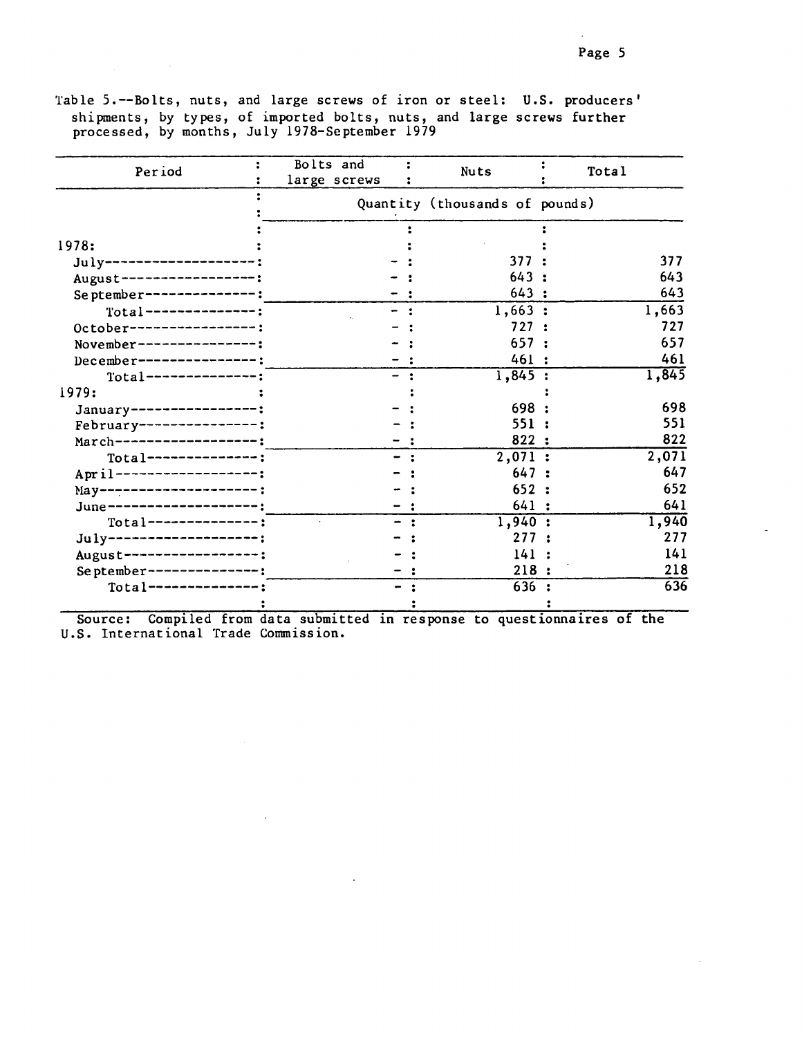Table 5.--Bolts, nuts, and large screws of iron or steel: U.S. producers' shipments, by types, of imported bolts, nuts, and large screws further processed, by months, July 1978-September 1979

| Period | Bolts and large screws | Nuts | Total |
|---|---|---|---|
| | Quantity (thousands of pounds) | | |
| 1978: | | | |
| July | - | 377 | 377 |
| August | - | 643 | 643 |
| September | - | 643 | 643 |
| Total | - | 1,663 | 1,663 |
| October | - | 727 | 727 |
| November | - | 657 | 657 |
| December | - | 461 | 461 |
| Total | - | 1,845 | 1,845 |
| 1979: | | | |
| January | - | 698 | 698 |
| February | - | 551 | 551 |
| March | - | 822 | 822 |
| Total | - | 2,071 | 2,071 |
| April | - | 647 | 647 |
| May | - | 652 | 652 |
| June | - | 641 | 641 |
| Total | - | 1,940 | 1,940 |
| July | - | 277 | 277 |
| August | - | 141 | 141 |
| September | - | 218 | 218 |
| Total | - | 636 | 636 |

Source: Compiled from data submitted in response to questionnaires of the U.S. International Trade Commission.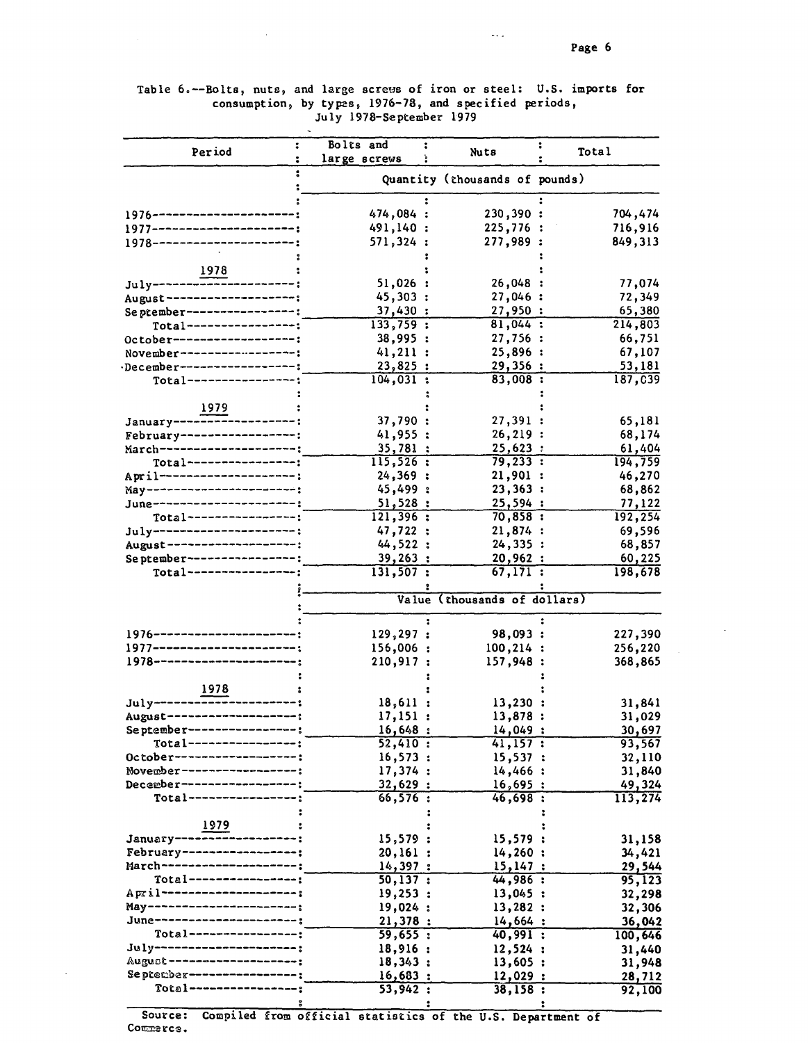Table 6.--Bolts, nuts, and large screws of iron or steel: U.S. imports for consumption, by types, 1976-78, and specified periods, July 1978-September 1979

| Period | Bolts and large screws | Nuts | Total |
|---|---|---|---|
| | Quantity (thousands of pounds) | | |
| 1976 | 474,084 | 230,390 | 704,474 |
| 1977 | 491,140 | 225,776 | 716,916 |
| 1978 | 571,324 | 277,989 | 849,313 |
| 1978 | | | |
| July | 51,026 | 26,048 | 77,074 |
| August | 45,303 | 27,046 | 72,349 |
| September | 37,430 | 27,950 | 65,380 |
| Total | 133,759 | 81,044 | 214,803 |
| October | 38,995 | 27,756 | 66,751 |
| November | 41,211 | 25,896 | 67,107 |
| December | 23,825 | 29,356 | 53,181 |
| Total | 104,031 | 83,008 | 187,039 |
| 1979 | | | |
| January | 37,790 | 27,391 | 65,181 |
| February | 41,955 | 26,219 | 68,174 |
| March | 35,781 | 25,623 | 61,404 |
| Total | 115,526 | 79,233 | 194,759 |
| April | 24,369 | 21,901 | 46,270 |
| May | 45,499 | 23,363 | 68,862 |
| June | 51,528 | 25,594 | 77,122 |
| Total | 121,396 | 70,858 | 192,254 |
| July | 47,722 | 21,874 | 69,596 |
| August | 44,522 | 24,335 | 68,857 |
| September | 39,263 | 20,962 | 60,225 |
| Total | 131,507 | 67,171 | 198,678 |
| | Value (thousands of dollars) | | |
| 1976 | 129,297 | 98,093 | 227,390 |
| 1977 | 156,006 | 100,214 | 256,220 |
| 1978 | 210,917 | 157,948 | 368,865 |
| 1978 | | | |
| July | 18,611 | 13,230 | 31,841 |
| August | 17,151 | 13,878 | 31,029 |
| September | 16,648 | 14,049 | 30,697 |
| Total | 52,410 | 41,157 | 93,567 |
| October | 16,573 | 15,537 | 32,110 |
| November | 17,374 | 14,466 | 31,840 |
| December | 32,629 | 16,695 | 49,324 |
| Total | 66,576 | 46,698 | 113,274 |
| 1979 | | | |
| January | 15,579 | 15,579 | 31,158 |
| February | 20,161 | 14,260 | 34,421 |
| March | 14,397 | 15,147 | 29,544 |
| Total | 50,137 | 44,986 | 95,123 |
| April | 19,253 | 13,045 | 32,298 |
| May | 19,024 | 13,282 | 32,306 |
| June | 21,378 | 14,664 | 36,042 |
| Total | 59,655 | 40,991 | 100,646 |
| July | 18,916 | 12,524 | 31,440 |
| August | 18,343 | 13,605 | 31,948 |
| September | 16,683 | 12,029 | 28,712 |
| Total | 53,942 | 38,158 | 92,100 |

Source: Compiled from official statistics of the U.S. Department of Commerce.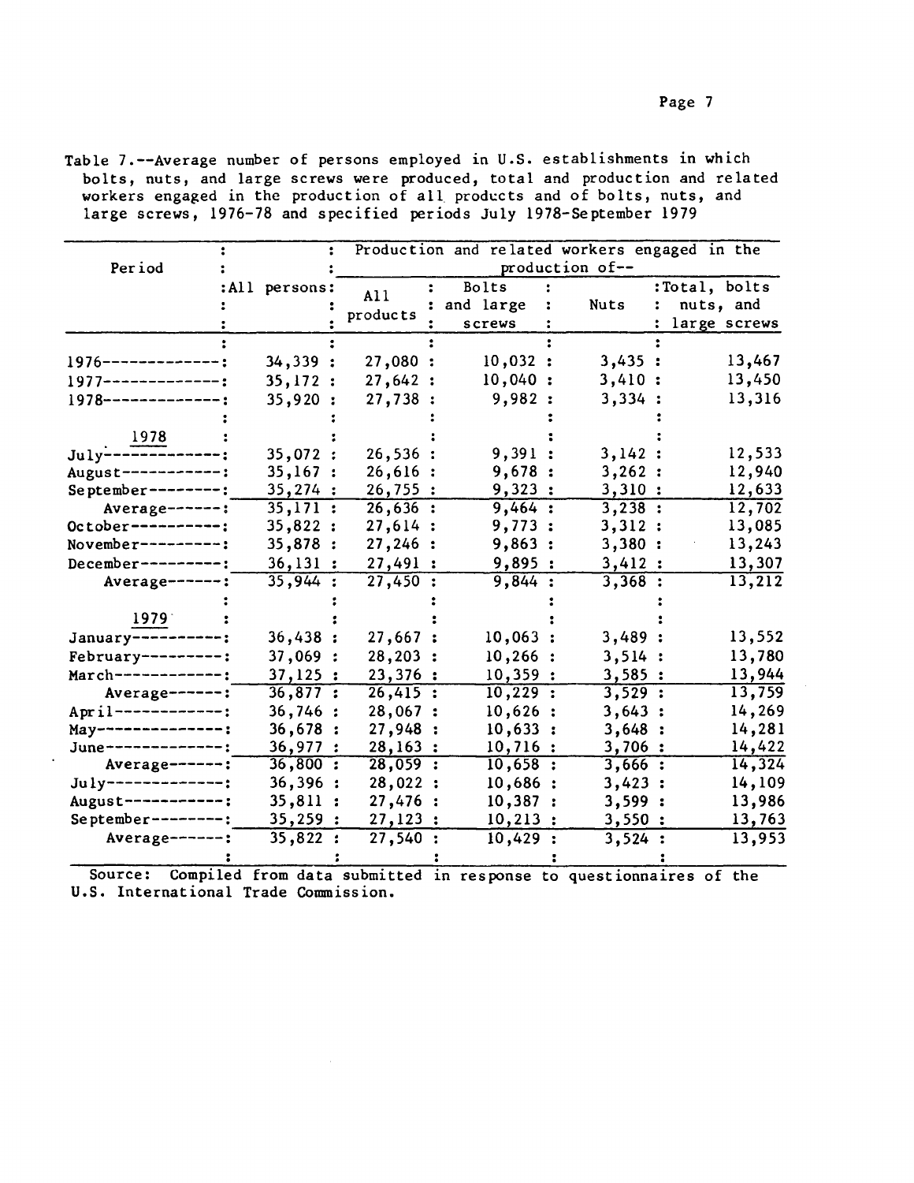Table 7.--Average number of persons employed in U.S. establishments in which bolts, nuts, and large screws were produced, total and production and related workers engaged in the production of all products and of bolts, nuts, and large screws, 1976-78 and specified periods July 1978-September 1979

| Period | All persons | Production and related workers engaged in the production of-- | | | |
|---|---|---|---|---|---|
| | | All products | Bolts and large screws | Nuts | Total, bolts nuts, and large screws |
| 1976 | 34,339 | 27,080 | 10,032 | 3,435 | 13,467 |
| 1977 | 35,172 | 27,642 | 10,040 | 3,410 | 13,450 |
| 1978 | 35,920 | 27,738 | 9,982 | 3,334 | 13,316 |
| 1978 | | | | | |
| July | 35,072 | 26,536 | 9,391 | 3,142 | 12,533 |
| August | 35,167 | 26,616 | 9,678 | 3,262 | 12,940 |
| September | 35,274 | 26,755 | 9,323 | 3,310 | 12,633 |
| Average | 35,171 | 26,636 | 9,464 | 3,238 | 12,702 |
| October | 35,822 | 27,614 | 9,773 | 3,312 | 13,085 |
| November | 35,878 | 27,246 | 9,863 | 3,380 | 13,243 |
| December | 36,131 | 27,491 | 9,895 | 3,412 | 13,307 |
| Average | 35,944 | 27,450 | 9,844 | 3,368 | 13,212 |
| 1979 | | | | | |
| January | 36,438 | 27,667 | 10,063 | 3,489 | 13,552 |
| February | 37,069 | 28,203 | 10,266 | 3,514 | 13,780 |
| March | 37,125 | 23,376 | 10,359 | 3,585 | 13,944 |
| Average | 36,877 | 26,415 | 10,229 | 3,529 | 13,759 |
| April | 36,746 | 28,067 | 10,626 | 3,643 | 14,269 |
| May | 36,678 | 27,948 | 10,633 | 3,648 | 14,281 |
| June | 36,977 | 28,163 | 10,716 | 3,706 | 14,422 |
| Average | 36,800 | 28,059 | 10,658 | 3,666 | 14,324 |
| July | 36,396 | 28,022 | 10,686 | 3,423 | 14,109 |
| August | 35,811 | 27,476 | 10,387 | 3,599 | 13,986 |
| September | 35,259 | 27,123 | 10,213 | 3,550 | 13,763 |
| Average | 35,822 | 27,540 | 10,429 | 3,524 | 13,953 |

Source: Compiled from data submitted in response to questionnaires of the U.S. International Trade Commission.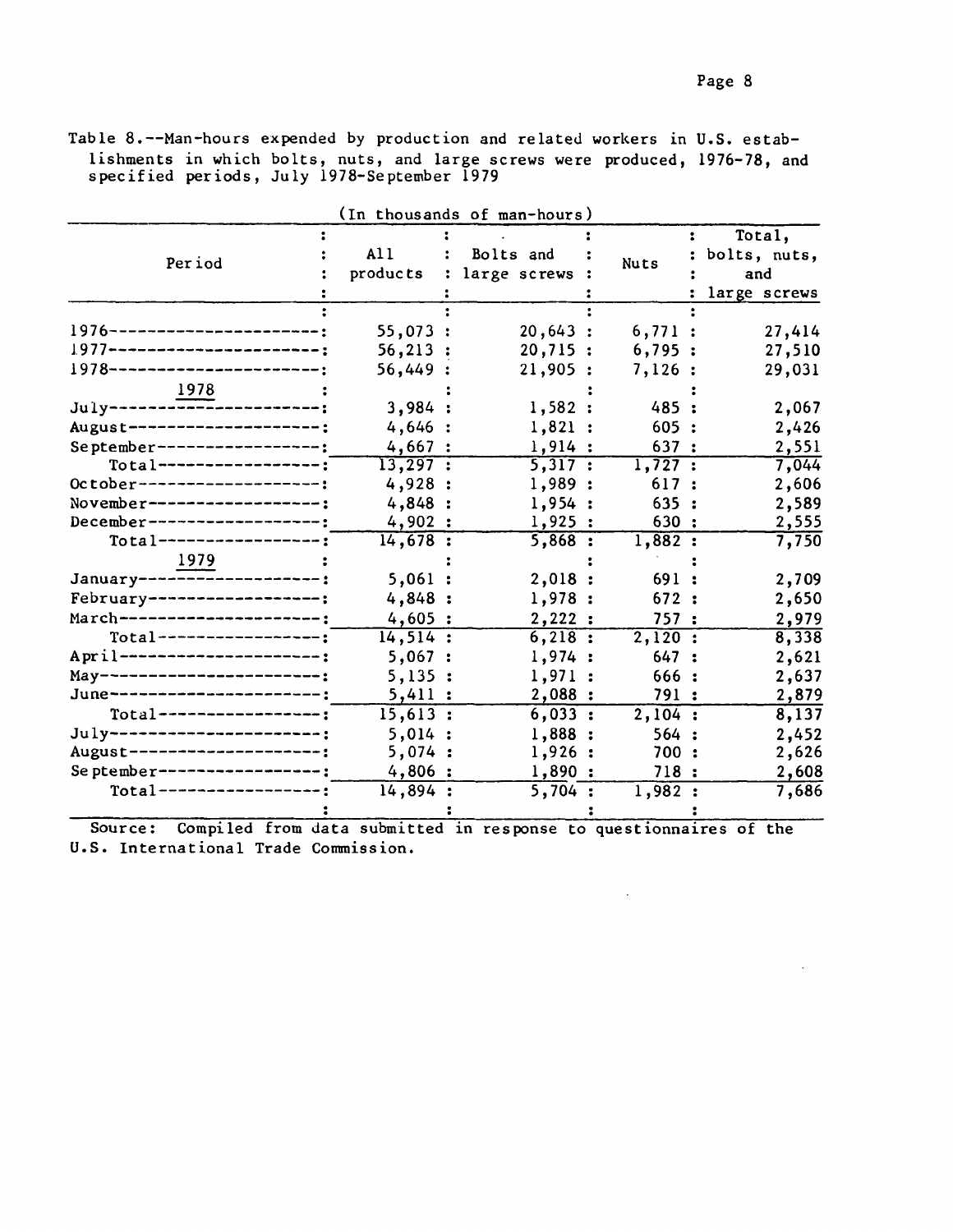Table 8.--Man-hours expended by production and related workers in U.S. establishments in which bolts, nuts, and large screws were produced, 1976-78, and specified periods, July 1978-September 1979

(In thousands of man-hours)

| Period | All products | Bolts and large screws | Nuts | Total, bolts, nuts, and large screws |
|---|---|---|---|---|
| 1976 | 55,073 | 20,643 | 6,771 | 27,414 |
| 1977 | 56,213 | 20,715 | 6,795 | 27,510 |
| 1978 | 56,449 | 21,905 | 7,126 | 29,031 |
| 1978 | | | | |
| July | 3,984 | 1,582 | 485 | 2,067 |
| August | 4,646 | 1,821 | 605 | 2,426 |
| September | 4,667 | 1,914 | 637 | 2,551 |
| Total | 13,297 | 5,317 | 1,727 | 7,044 |
| October | 4,928 | 1,989 | 617 | 2,606 |
| November | 4,848 | 1,954 | 635 | 2,589 |
| December | 4,902 | 1,925 | 630 | 2,555 |
| Total | 14,678 | 5,868 | 1,882 | 7,750 |
| 1979 | | | | |
| January | 5,061 | 2,018 | 691 | 2,709 |
| February | 4,848 | 1,978 | 672 | 2,650 |
| March | 4,605 | 2,222 | 757 | 2,979 |
| Total | 14,514 | 6,218 | 2,120 | 8,338 |
| April | 5,067 | 1,974 | 647 | 2,621 |
| May | 5,135 | 1,971 | 666 | 2,637 |
| June | 5,411 | 2,088 | 791 | 2,879 |
| Total | 15,613 | 6,033 | 2,104 | 8,137 |
| July | 5,014 | 1,888 | 564 | 2,452 |
| August | 5,074 | 1,926 | 700 | 2,626 |
| September | 4,806 | 1,890 | 718 | 2,608 |
| Total | 14,894 | 5,704 | 1,982 | 7,686 |

Source: Compiled from data submitted in response to questionnaires of the U.S. International Trade Commission.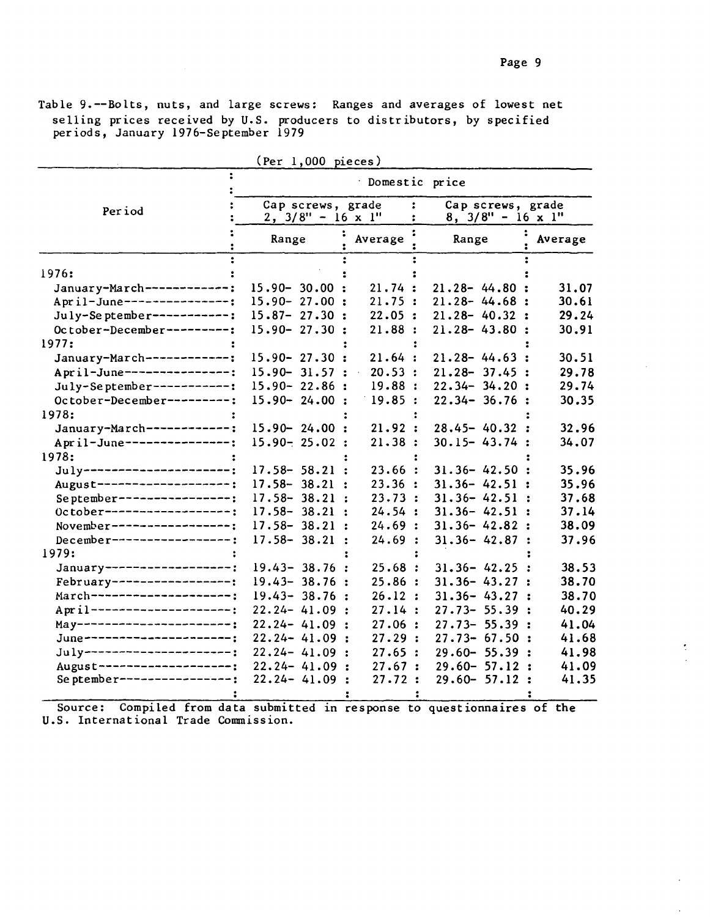Table 9.--Bolts, nuts, and large screws: Ranges and averages of lowest net selling prices received by U.S. producers to distributors, by specified periods, January 1976-September 1979

(Per 1,000 pieces)

| Period | Domestic price | | | |
|---|---|---|---|---|
| | Cap screws, grade 2, 3/8" - 16 x 1" | | Cap screws, grade 8, 3/8" - 16 x 1" | |
| | Range | Average | Range | Average |
| 1976: | | | | |
| January-March | 15.90- 30.00 | 21.74 | 21.28- 44.80 | 31.07 |
| April-June | 15.90- 27.00 | 21.75 | 21.28- 44.68 | 30.61 |
| July-September | 15.87- 27.30 | 22.05 | 21.28- 40.32 | 29.24 |
| October-December | 15.90- 27.30 | 21.88 | 21.28- 43.80 | 30.91 |
| 1977: | | | | |
| January-March | 15.90- 27.30 | 21.64 | 21.28- 44.63 | 30.51 |
| April-June | 15.90- 31.57 | 20.53 | 21.28- 37.45 | 29.78 |
| July-September | 15.90- 22.86 | 19.88 | 22.34- 34.20 | 29.74 |
| October-December | 15.90- 24.00 | 19.85 | 22.34- 36.76 | 30.35 |
| 1978: | | | | |
| January-March | 15.90- 24.00 | 21.92 | 28.45- 40.32 | 32.96 |
| April-June | 15.90- 25.02 | 21.38 | 30.15- 43.74 | 34.07 |
| 1978: | | | | |
| July | 17.58- 58.21 | 23.66 | 31.36- 42.50 | 35.96 |
| August | 17.58- 38.21 | 23.36 | 31.36- 42.51 | 35.96 |
| September | 17.58- 38.21 | 23.73 | 31.36- 42.51 | 37.68 |
| October | 17.58- 38.21 | 24.54 | 31.36- 42.51 | 37.14 |
| November | 17.58- 38.21 | 24.69 | 31.36- 42.82 | 38.09 |
| December | 17.58- 38.21 | 24.69 | 31.36- 42.87 | 37.96 |
| 1979: | | | | |
| January | 19.43- 38.76 | 25.68 | 31.36- 42.25 | 38.53 |
| February | 19.43- 38.76 | 25.86 | 31.36- 43.27 | 38.70 |
| March | 19.43- 38.76 | 26.12 | 31.36- 43.27 | 38.70 |
| April | 22.24- 41.09 | 27.14 | 27.73- 55.39 | 40.29 |
| May | 22.24- 41.09 | 27.06 | 27.73- 55.39 | 41.04 |
| June | 22.24- 41.09 | 27.29 | 27.73- 67.50 | 41.68 |
| July | 22.24- 41.09 | 27.65 | 29.60- 55.39 | 41.98 |
| August | 22.24- 41.09 | 27.67 | 29.60- 57.12 | 41.09 |
| September | 22.24- 41.09 | 27.72 | 29.60- 57.12 | 41.35 |

Source: Compiled from data submitted in response to questionnaires of the U.S. International Trade Commission.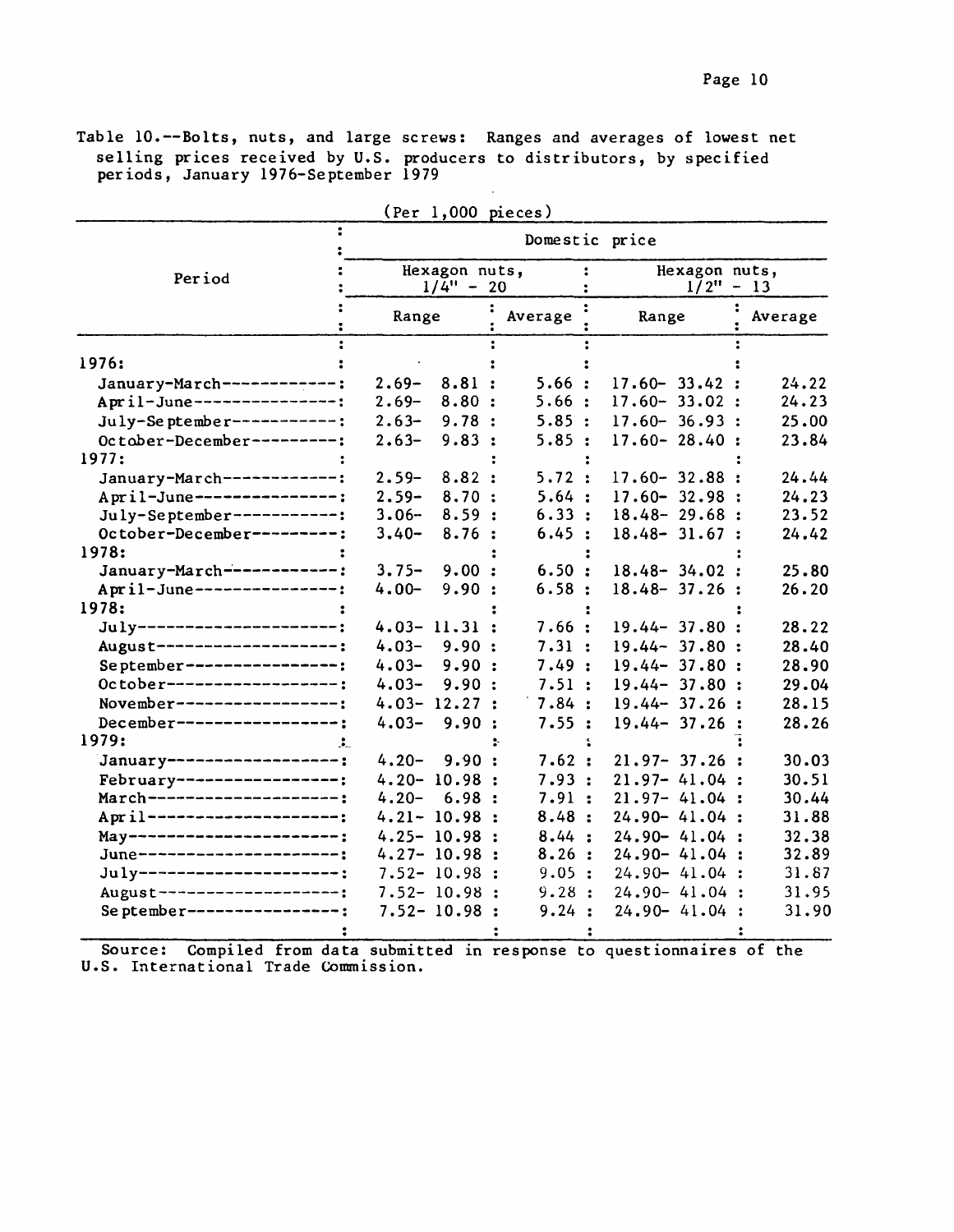Table 10.--Bolts, nuts, and large screws: Ranges and averages of lowest net selling prices received by U.S. producers to distributors, by specified periods, January 1976-September 1979

(Per 1,000 pieces)

| Period | Domestic price | | | |
|---|---|---|---|---|
| | Hexagon nuts, 1/4" - 20 | | Hexagon nuts, 1/2" - 13 | |
| | Range | Average | Range | Average |
| 1976: | | | | |
| January-March | 2.69- 8.81 | 5.66 | 17.60- 33.42 | 24.22 |
| April-June | 2.69- 8.80 | 5.66 | 17.60- 33.02 | 24.23 |
| July-September | 2.63- 9.78 | 5.85 | 17.60- 36.93 | 25.00 |
| October-December | 2.63- 9.83 | 5.85 | 17.60- 28.40 | 23.84 |
| 1977: | | | | |
| January-March | 2.59- 8.82 | 5.72 | 17.60- 32.88 | 24.44 |
| April-June | 2.59- 8.70 | 5.64 | 17.60- 32.98 | 24.23 |
| July-September | 3.06- 8.59 | 6.33 | 18.48- 29.68 | 23.52 |
| October-December | 3.40- 8.76 | 6.45 | 18.48- 31.67 | 24.42 |
| 1978: | | | | |
| January-March | 3.75- 9.00 | 6.50 | 18.48- 34.02 | 25.80 |
| April-June | 4.00- 9.90 | 6.58 | 18.48- 37.26 | 26.20 |
| 1978: | | | | |
| July | 4.03- 11.31 | 7.66 | 19.44- 37.80 | 28.22 |
| August | 4.03- 9.90 | 7.31 | 19.44- 37.80 | 28.40 |
| September | 4.03- 9.90 | 7.49 | 19.44- 37.80 | 28.90 |
| October | 4.03- 9.90 | 7.51 | 19.44- 37.80 | 29.04 |
| November | 4.03- 12.27 | 7.84 | 19.44- 37.26 | 28.15 |
| December | 4.03- 9.90 | 7.55 | 19.44- 37.26 | 28.26 |
| 1979: | | | | |
| January | 4.20- 9.90 | 7.62 | 21.97- 37.26 | 30.03 |
| February | 4.20- 10.98 | 7.93 | 21.97- 41.04 | 30.51 |
| March | 4.20- 6.98 | 7.91 | 21.97- 41.04 | 30.44 |
| April | 4.21- 10.98 | 8.48 | 24.90- 41.04 | 31.88 |
| May | 4.25- 10.98 | 8.44 | 24.90- 41.04 | 32.38 |
| June | 4.27- 10.98 | 8.26 | 24.90- 41.04 | 32.89 |
| July | 7.52- 10.98 | 9.05 | 24.90- 41.04 | 31.87 |
| August | 7.52- 10.98 | 9.28 | 24.90- 41.04 | 31.95 |
| September | 7.52- 10.98 | 9.24 | 24.90- 41.04 | 31.90 |

Source: Compiled from data submitted in response to questionnaires of the U.S. International Trade Commission.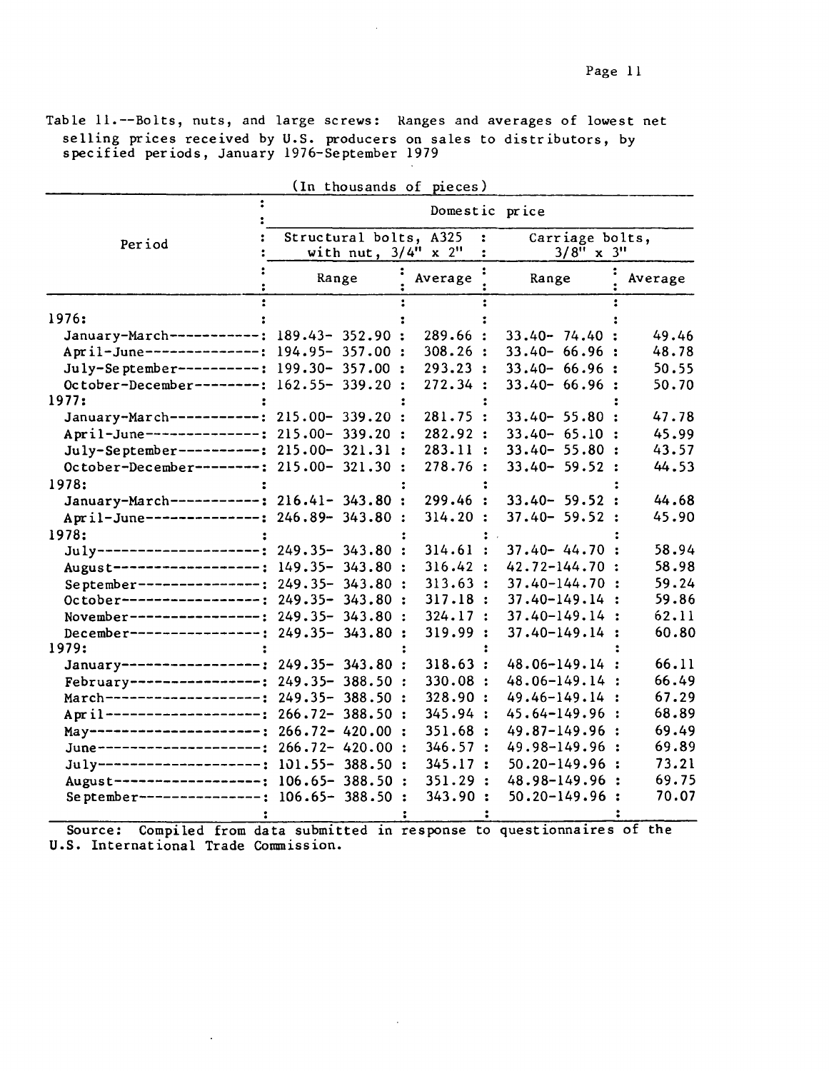Table 11.--Bolts, nuts, and large screws: Ranges and averages of lowest net selling prices received by U.S. producers on sales to distributors, by specified periods, January 1976-September 1979

(In thousands of pieces)

| Period | Domestic price | | | |
|---|---|---|---|---|
| | Structural bolts, A325 with nut, 3/4" x 2" | | Carriage bolts, 3/8" x 3" | |
| | Range | Average | Range | Average |
| 1976: | | | | |
| January-March | 189.43- 352.90 | 289.66 | 33.40- 74.40 | 49.46 |
| April-June | 194.95- 357.00 | 308.26 | 33.40- 66.96 | 48.78 |
| July-September | 199.30- 357.00 | 293.23 | 33.40- 66.96 | 50.55 |
| October-December | 162.55- 339.20 | 272.34 | 33.40- 66.96 | 50.70 |
| 1977: | | | | |
| January-March | 215.00- 339.20 | 281.75 | 33.40- 55.80 | 47.78 |
| April-June | 215.00- 339.20 | 282.92 | 33.40- 65.10 | 45.99 |
| July-September | 215.00- 321.31 | 283.11 | 33.40- 55.80 | 43.57 |
| October-December | 215.00- 321.30 | 278.76 | 33.40- 59.52 | 44.53 |
| 1978: | | | | |
| January-March | 216.41- 343.80 | 299.46 | 33.40- 59.52 | 44.68 |
| April-June | 246.89- 343.80 | 314.20 | 37.40- 59.52 | 45.90 |
| 1978: | | | | |
| July | 249.35- 343.80 | 314.61 | 37.40- 44.70 | 58.94 |
| August | 149.35- 343.80 | 316.42 | 42.72-144.70 | 58.98 |
| September | 249.35- 343.80 | 313.63 | 37.40-144.70 | 59.24 |
| October | 249.35- 343.80 | 317.18 | 37.40-149.14 | 59.86 |
| November | 249.35- 343.80 | 324.17 | 37.40-149.14 | 62.11 |
| December | 249.35- 343.80 | 319.99 | 37.40-149.14 | 60.80 |
| 1979: | | | | |
| January | 249.35- 343.80 | 318.63 | 48.06-149.14 | 66.11 |
| February | 249.35- 388.50 | 330.08 | 48.06-149.14 | 66.49 |
| March | 249.35- 388.50 | 328.90 | 49.46-149.14 | 67.29 |
| April | 266.72- 388.50 | 345.94 | 45.64-149.96 | 68.89 |
| May | 266.72- 420.00 | 351.68 | 49.87-149.96 | 69.49 |
| June | 266.72- 420.00 | 346.57 | 49.98-149.96 | 69.89 |
| July | 101.55- 388.50 | 345.17 | 50.20-149.96 | 73.21 |
| August | 106.65- 388.50 | 351.29 | 48.98-149.96 | 69.75 |
| September | 106.65- 388.50 | 343.90 | 50.20-149.96 | 70.07 |

Source: Compiled from data submitted in response to questionnaires of the U.S. International Trade Commission.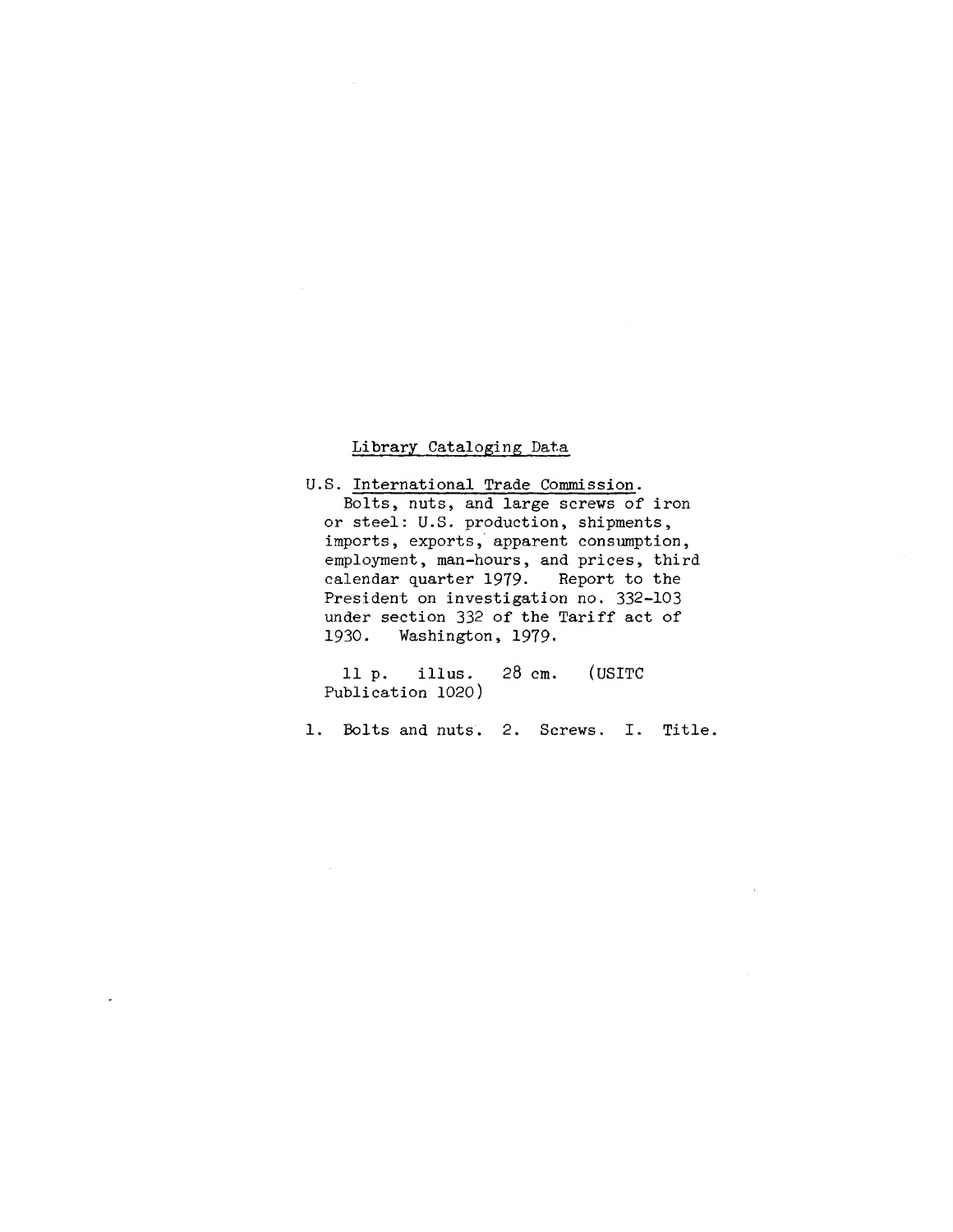Library Cataloging Data

U.S. International Trade Commission.
Bolts, nuts, and large screws of iron or steel: U.S. production, shipments, imports, exports, apparent consumption, employment, man-hours, and prices, third calendar quarter 1979. Report to the President on investigation no. 332-103 under section 332 of the Tariff act of 1930. Washington, 1979.

11 p. illus. 28 cm. (USITC Publication 1020)

1. Bolts and nuts. 2. Screws. I. Title.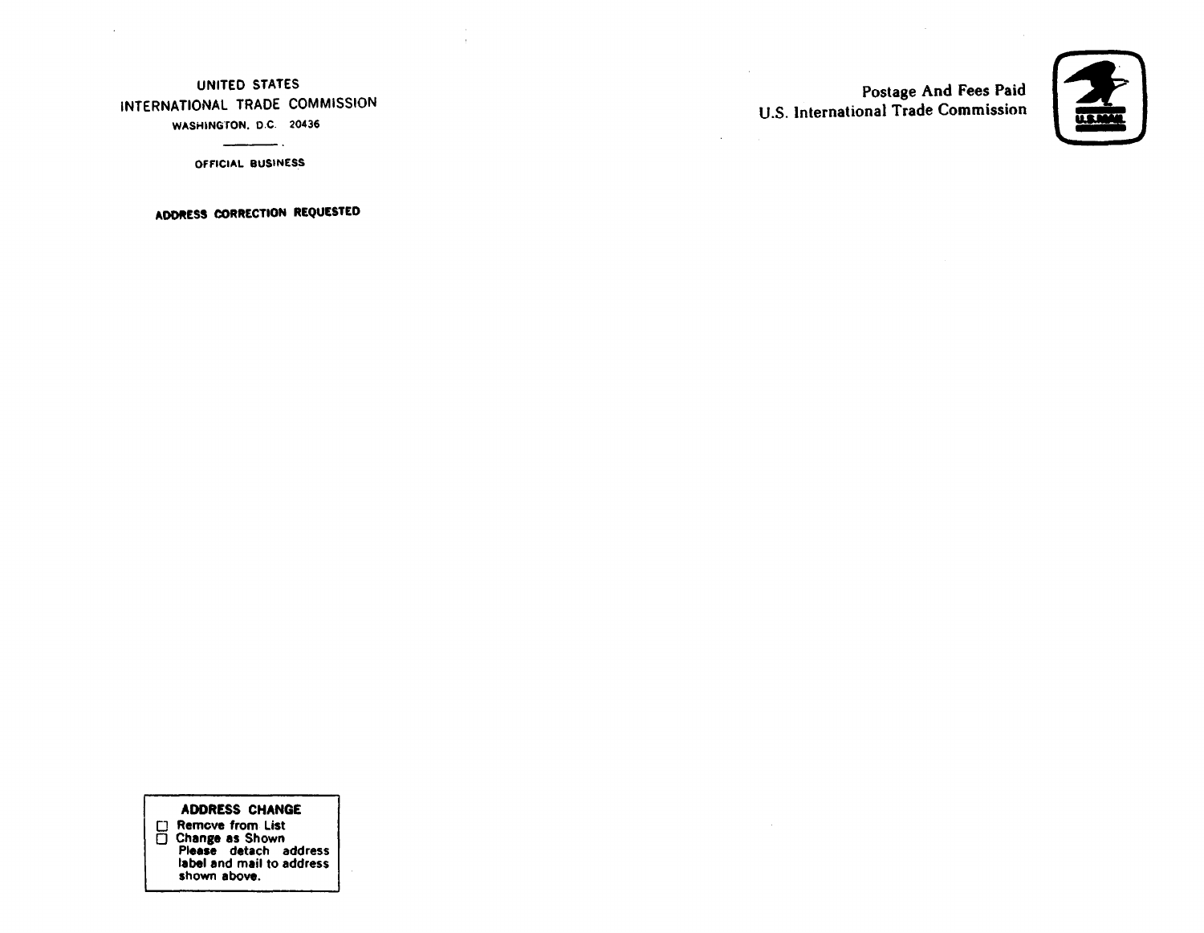UNITED STATES
INTERNATIONAL TRADE COMMISSION
WASHINGTON, D.C. 20436

OFFICIAL BUSINESS

ADDRESS CORRECTION REQUESTED

Postage And Fees Paid
U.S. International Trade Commission

**ADDRESS CHANGE**

- ☐ Remove from List
- ☐ Change as Shown

Please detach address label and mail to address shown above.